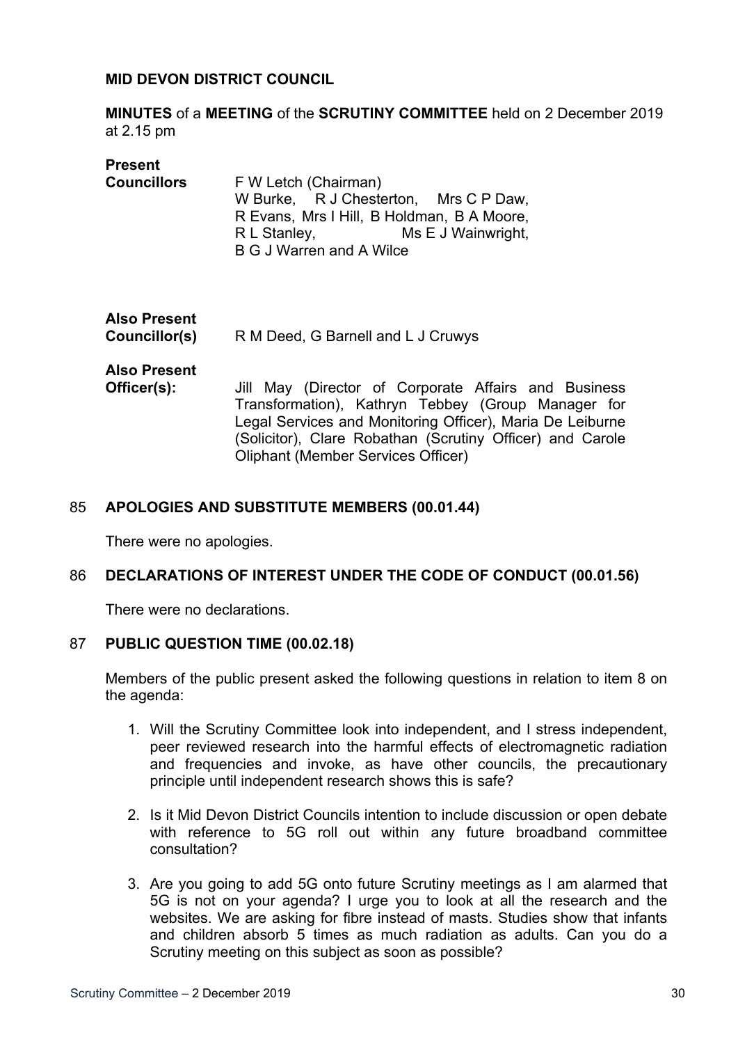**MID DEVON DISTRICT COUNCIL**

**MINUTES** of a **MEETING** of the **SCRUTINY COMMITTEE** held on 2 December 2019 at 2.15 pm

| | |
|---|---|
| **Present Councillors** | F W Letch (Chairman) W Burke, R J Chesterton, Mrs C P Daw, R Evans, Mrs I Hill, B Holdman, B A Moore, R L Stanley, Ms E J Wainwright, B G J Warren and A Wilce |
| **Also Present Councillor(s)** | R M Deed, G Barnell and L J Cruwys |
| **Also Present Officer(s):** | Jill May (Director of Corporate Affairs and Business Transformation), Kathryn Tebbey (Group Manager for Legal Services and Monitoring Officer), Maria De Leiburne (Solicitor), Clare Robathan (Scrutiny Officer) and Carole Oliphant (Member Services Officer) |

## 85 APOLOGIES AND SUBSTITUTE MEMBERS (00.01.44)

There were no apologies.

## 86 DECLARATIONS OF INTEREST UNDER THE CODE OF CONDUCT (00.01.56)

There were no declarations.

## 87 PUBLIC QUESTION TIME (00.02.18)

Members of the public present asked the following questions in relation to item 8 on the agenda:

1. Will the Scrutiny Committee look into independent, and I stress independent, peer reviewed research into the harmful effects of electromagnetic radiation and frequencies and invoke, as have other councils, the precautionary principle until independent research shows this is safe?

2. Is it Mid Devon District Councils intention to include discussion or open debate with reference to 5G roll out within any future broadband committee consultation?

3. Are you going to add 5G onto future Scrutiny meetings as I am alarmed that 5G is not on your agenda? I urge you to look at all the research and the websites. We are asking for fibre instead of masts. Studies show that infants and children absorb 5 times as much radiation as adults. Can you do a Scrutiny meeting on this subject as soon as possible?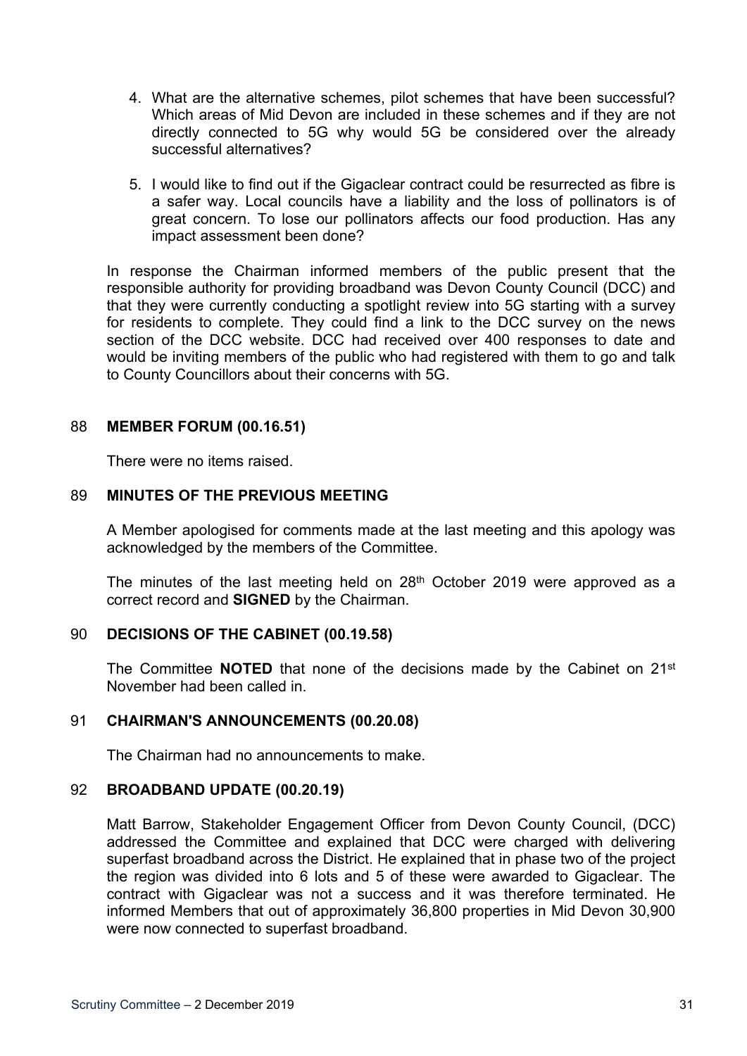4. What are the alternative schemes, pilot schemes that have been successful? Which areas of Mid Devon are included in these schemes and if they are not directly connected to 5G why would 5G be considered over the already successful alternatives?

5. I would like to find out if the Gigaclear contract could be resurrected as fibre is a safer way. Local councils have a liability and the loss of pollinators is of great concern. To lose our pollinators affects our food production. Has any impact assessment been done?

In response the Chairman informed members of the public present that the responsible authority for providing broadband was Devon County Council (DCC) and that they were currently conducting a spotlight review into 5G starting with a survey for residents to complete. They could find a link to the DCC survey on the news section of the DCC website. DCC had received over 400 responses to date and would be inviting members of the public who had registered with them to go and talk to County Councillors about their concerns with 5G.

## 88 MEMBER FORUM (00.16.51)

There were no items raised.

## 89 MINUTES OF THE PREVIOUS MEETING

A Member apologised for comments made at the last meeting and this apology was acknowledged by the members of the Committee.

The minutes of the last meeting held on 28th October 2019 were approved as a correct record and **SIGNED** by the Chairman.

## 90 DECISIONS OF THE CABINET (00.19.58)

The Committee **NOTED** that none of the decisions made by the Cabinet on 21st November had been called in.

## 91 CHAIRMAN'S ANNOUNCEMENTS (00.20.08)

The Chairman had no announcements to make.

## 92 BROADBAND UPDATE (00.20.19)

Matt Barrow, Stakeholder Engagement Officer from Devon County Council, (DCC) addressed the Committee and explained that DCC were charged with delivering superfast broadband across the District. He explained that in phase two of the project the region was divided into 6 lots and 5 of these were awarded to Gigaclear. The contract with Gigaclear was not a success and it was therefore terminated. He informed Members that out of approximately 36,800 properties in Mid Devon 30,900 were now connected to superfast broadband.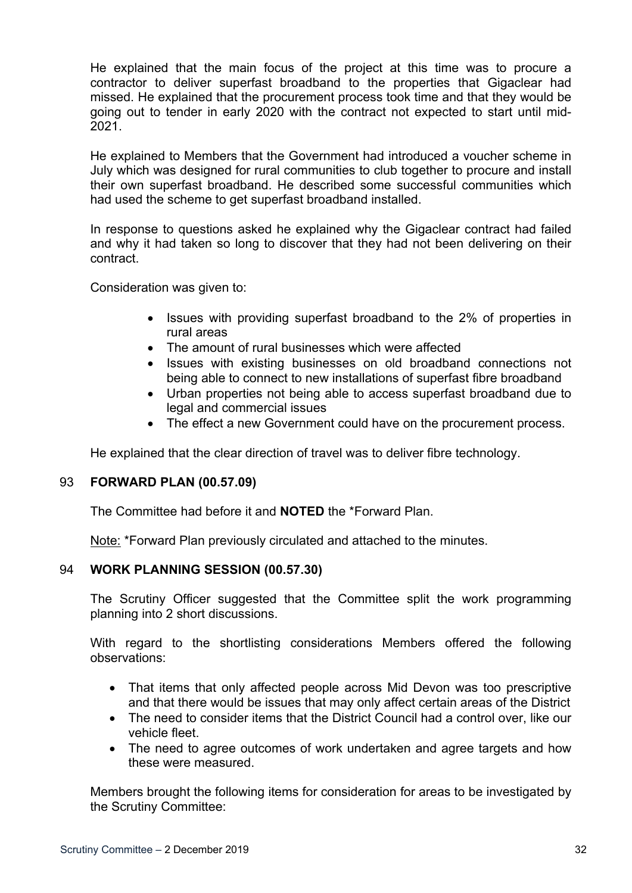He explained that the main focus of the project at this time was to procure a contractor to deliver superfast broadband to the properties that Gigaclear had missed. He explained that the procurement process took time and that they would be going out to tender in early 2020 with the contract not expected to start until mid-2021.

He explained to Members that the Government had introduced a voucher scheme in July which was designed for rural communities to club together to procure and install their own superfast broadband. He described some successful communities which had used the scheme to get superfast broadband installed.

In response to questions asked he explained why the Gigaclear contract had failed and why it had taken so long to discover that they had not been delivering on their contract.

Consideration was given to:

- Issues with providing superfast broadband to the 2% of properties in rural areas
- The amount of rural businesses which were affected
- Issues with existing businesses on old broadband connections not being able to connect to new installations of superfast fibre broadband
- Urban properties not being able to access superfast broadband due to legal and commercial issues
- The effect a new Government could have on the procurement process.

He explained that the clear direction of travel was to deliver fibre technology.

## 93 FORWARD PLAN (00.57.09)

The Committee had before it and **NOTED** the *Forward Plan.

Note: *Forward Plan previously circulated and attached to the minutes.

## 94 WORK PLANNING SESSION (00.57.30)

The Scrutiny Officer suggested that the Committee split the work programming planning into 2 short discussions.

With regard to the shortlisting considerations Members offered the following observations:

- That items that only affected people across Mid Devon was too prescriptive and that there would be issues that may only affect certain areas of the District
- The need to consider items that the District Council had a control over, like our vehicle fleet.
- The need to agree outcomes of work undertaken and agree targets and how these were measured.

Members brought the following items for consideration for areas to be investigated by the Scrutiny Committee: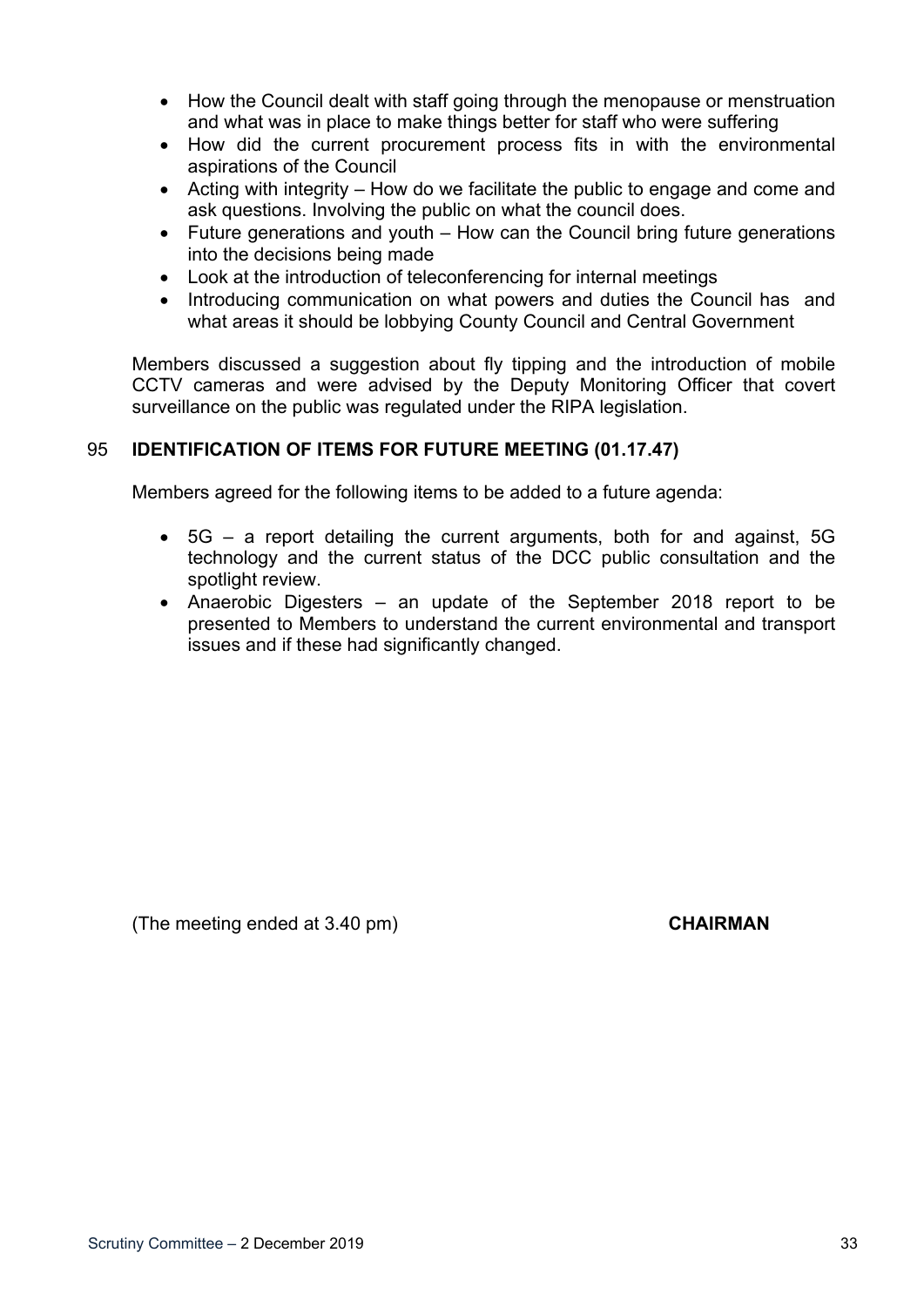- How the Council dealt with staff going through the menopause or menstruation and what was in place to make things better for staff who were suffering
- How did the current procurement process fits in with the environmental aspirations of the Council
- Acting with integrity – How do we facilitate the public to engage and come and ask questions. Involving the public on what the council does.
- Future generations and youth – How can the Council bring future generations into the decisions being made
- Look at the introduction of teleconferencing for internal meetings
- Introducing communication on what powers and duties the Council has and what areas it should be lobbying County Council and Central Government

Members discussed a suggestion about fly tipping and the introduction of mobile CCTV cameras and were advised by the Deputy Monitoring Officer that covert surveillance on the public was regulated under the RIPA legislation.

## 95 IDENTIFICATION OF ITEMS FOR FUTURE MEETING (01.17.47)

Members agreed for the following items to be added to a future agenda:

- 5G – a report detailing the current arguments, both for and against, 5G technology and the current status of the DCC public consultation and the spotlight review.
- Anaerobic Digesters – an update of the September 2018 report to be presented to Members to understand the current environmental and transport issues and if these had significantly changed.

(The meeting ended at 3.40 pm) **CHAIRMAN**